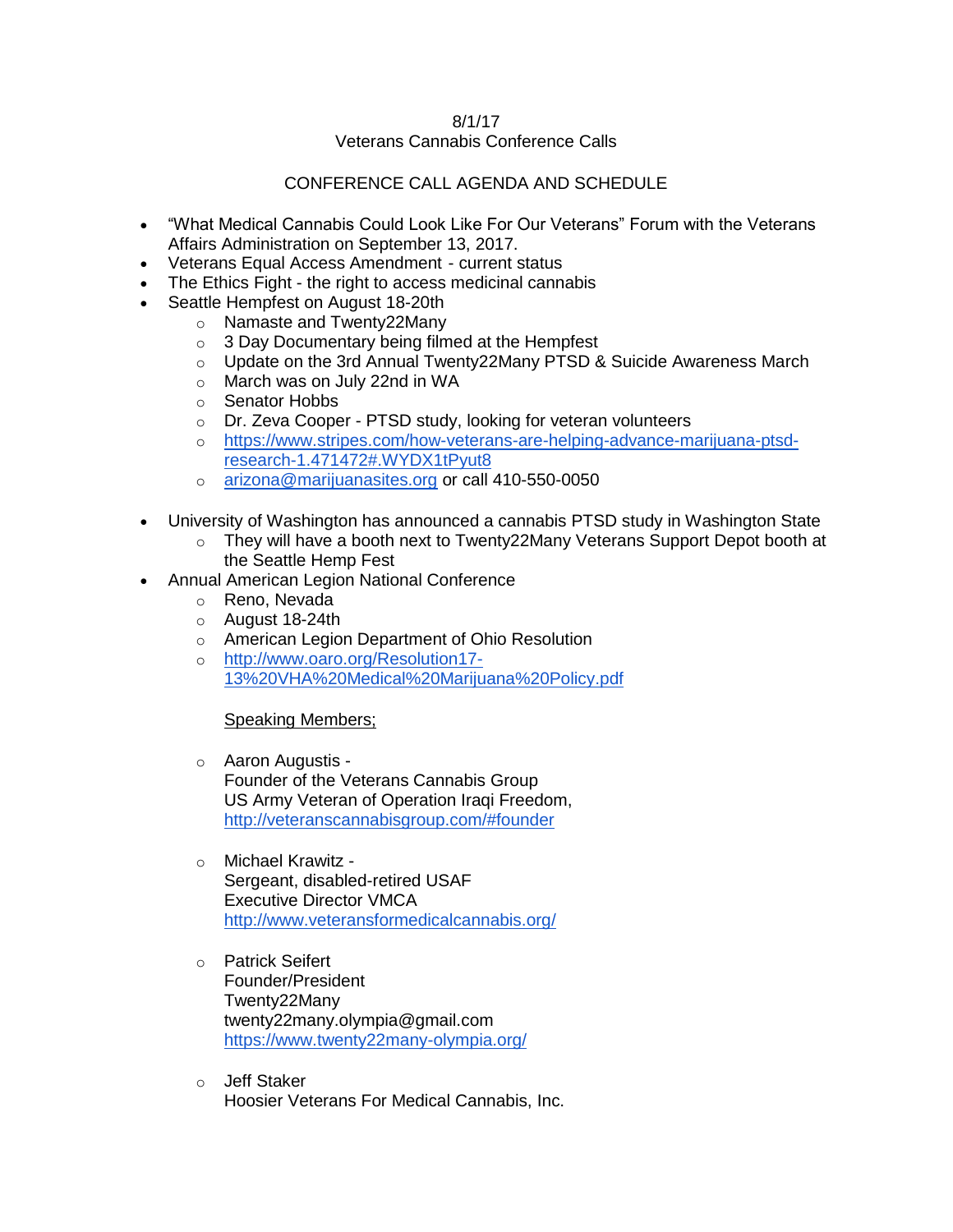8/1/17

Veterans Cannabis Conference Calls

CONFERENCE CALL AGENDA AND SCHEDULE

- “What Medical Cannabis Could Look Like For Our Veterans” Forum with the Veterans Affairs Administration on September 13, 2017.
- Veterans Equal Access Amendment - current status
- The Ethics Fight - the right to access medicinal cannabis
- Seattle Hempfest on August 18-20th
    - Namaste and Twenty22Many
    - 3 Day Documentary being filmed at the Hempfest
    - Update on the 3rd Annual Twenty22Many PTSD & Suicide Awareness March
    - March was on July 22nd in WA
    - Senator Hobbs
    - Dr. Zeva Cooper - PTSD study, looking for veteran volunteers
    - https://www.stripes.com/how-veterans-are-helping-advance-marijuana-ptsd-research-1.471472#.WYDX1tPyut8
    - arizona@marijuanasites.org or call 410-550-0050
- University of Washington has announced a cannabis PTSD study in Washington State
    - They will have a booth next to Twenty22Many Veterans Support Depot booth at the Seattle Hemp Fest
- Annual American Legion National Conference
    - Reno, Nevada
    - August 18-24th
    - American Legion Department of Ohio Resolution
    - http://www.oaro.org/Resolution17-13%20VHA%20Medical%20Marijuana%20Policy.pdf

    Speaking Members;

    - Aaron Augustis -
      Founder of the Veterans Cannabis Group
      US Army Veteran of Operation Iraqi Freedom,
      http://veteranscannabisgroup.com/#founder

    - Michael Krawitz -
      Sergeant, disabled-retired USAF
      Executive Director VMCA
      http://www.veteransformedicalcannabis.org/

    - Patrick Seifert
      Founder/President
      Twenty22Many
      twenty22many.olympia@gmail.com
      https://www.twenty22many-olympia.org/

    - Jeff Staker
      Hoosier Veterans For Medical Cannabis, Inc.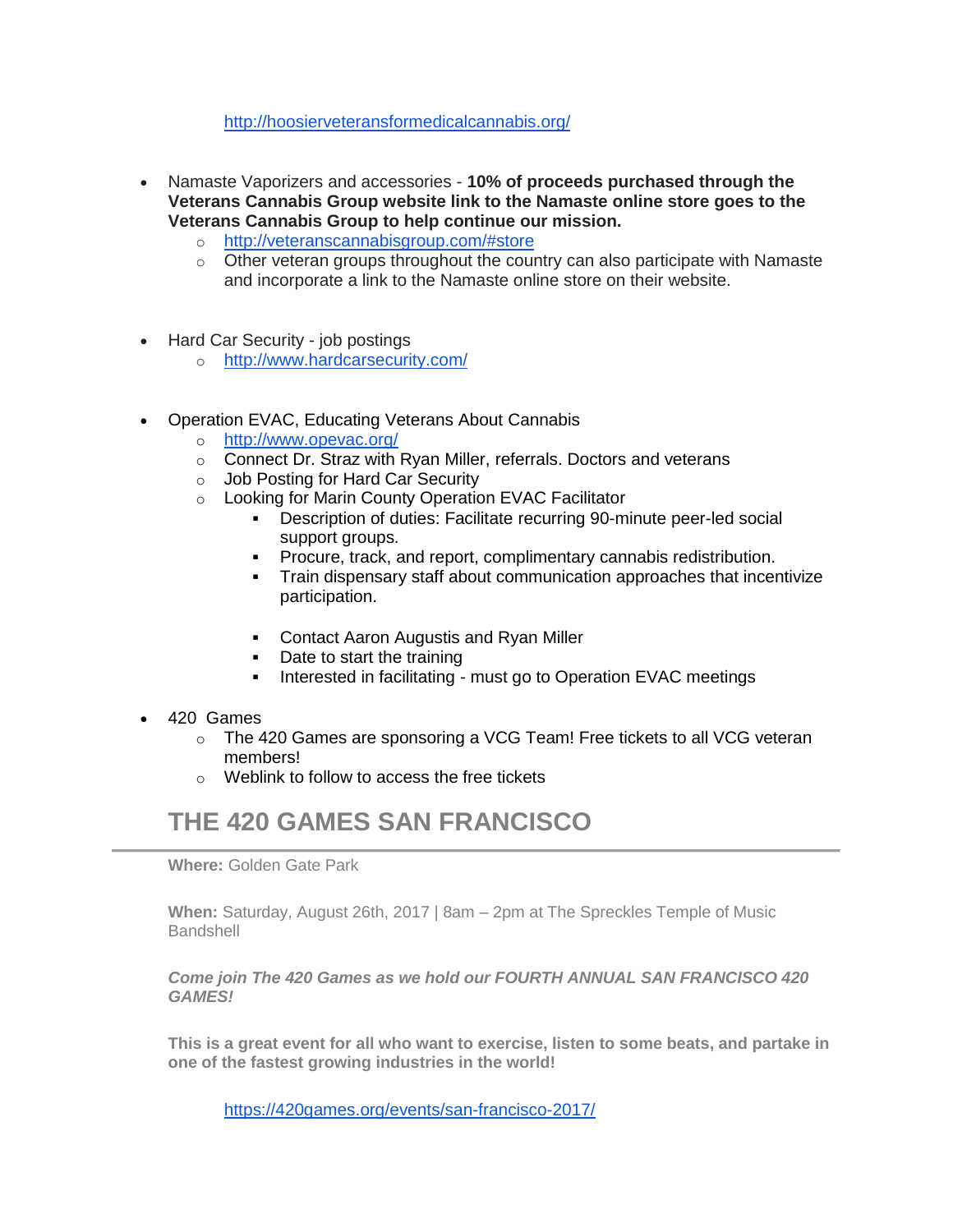http://hoosierveteransformedicalcannabis.org/

- Namaste Vaporizers and accessories - **10% of proceeds purchased through the Veterans Cannabis Group website link to the Namaste online store goes to the Veterans Cannabis Group to help continue our mission.**
  - http://veteranscannabisgroup.com/#store
  - Other veteran groups throughout the country can also participate with Namaste and incorporate a link to the Namaste online store on their website.

- Hard Car Security - job postings
  - http://www.hardcarsecurity.com/

- Operation EVAC, Educating Veterans About Cannabis
  - http://www.opevac.org/
  - Connect Dr. Straz with Ryan Miller, referrals. Doctors and veterans
  - Job Posting for Hard Car Security
  - Looking for Marin County Operation EVAC Facilitator
    - Description of duties: Facilitate recurring 90-minute peer-led social support groups.
    - Procure, track, and report, complimentary cannabis redistribution.
    - Train dispensary staff about communication approaches that incentivize participation.

    - Contact Aaron Augustis and Ryan Miller
    - Date to start the training
    - Interested in facilitating - must go to Operation EVAC meetings

- 420 Games
  - The 420 Games are sponsoring a VCG Team! Free tickets to all VCG veteran members!
  - Weblink to follow to access the free tickets

## THE 420 GAMES SAN FRANCISCO

---

**Where:** Golden Gate Park

**When:** Saturday, August 26th, 2017 | 8am – 2pm at The Spreckles Temple of Music Bandshell

***Come join The 420 Games as we hold our FOURTH ANNUAL SAN FRANCISCO 420 GAMES!***

**This is a great event for all who want to exercise, listen to some beats, and partake in one of the fastest growing industries in the world!**

https://420games.org/events/san-francisco-2017/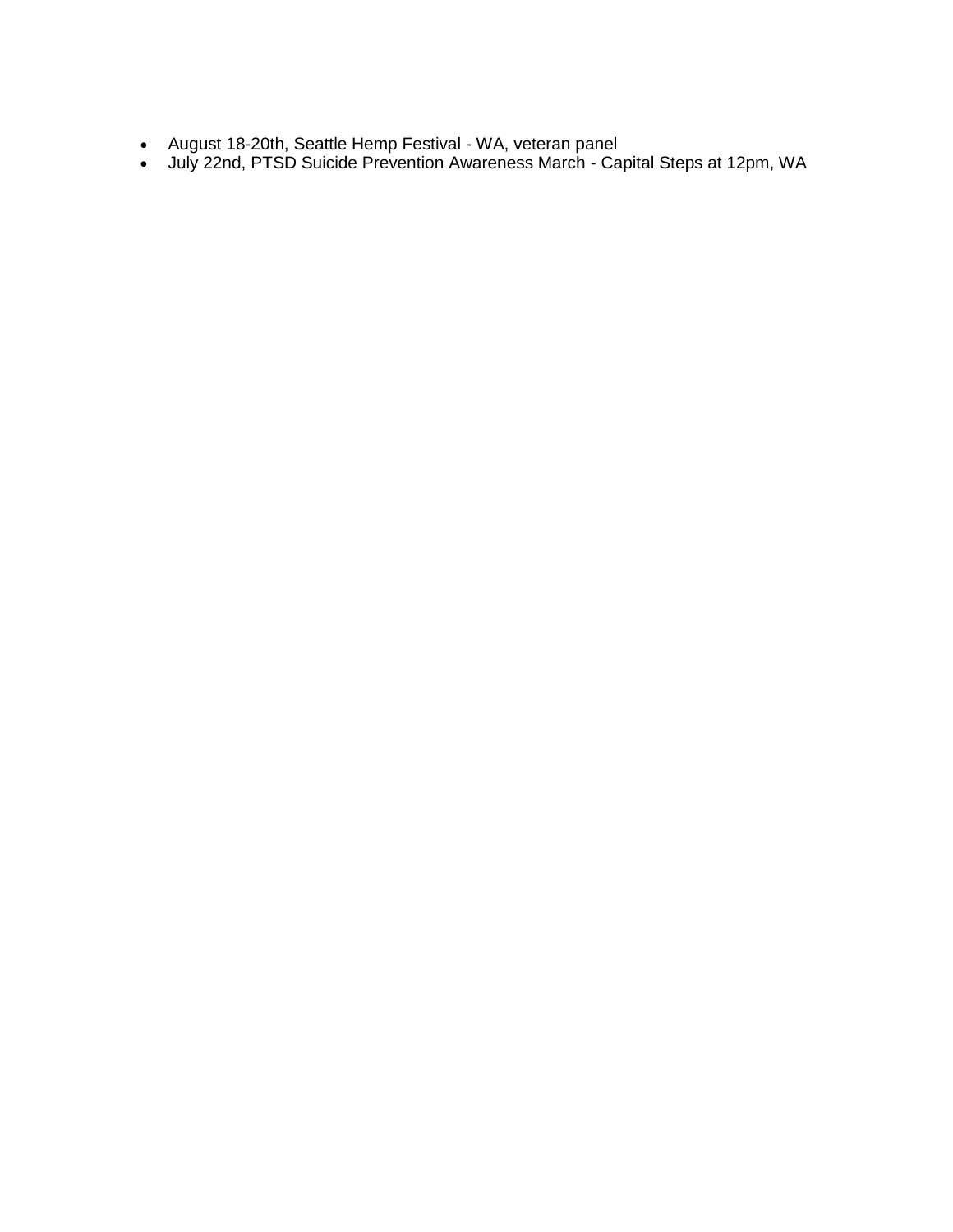- August 18-20th, Seattle Hemp Festival - WA, veteran panel
- July 22nd, PTSD Suicide Prevention Awareness March - Capital Steps at 12pm, WA